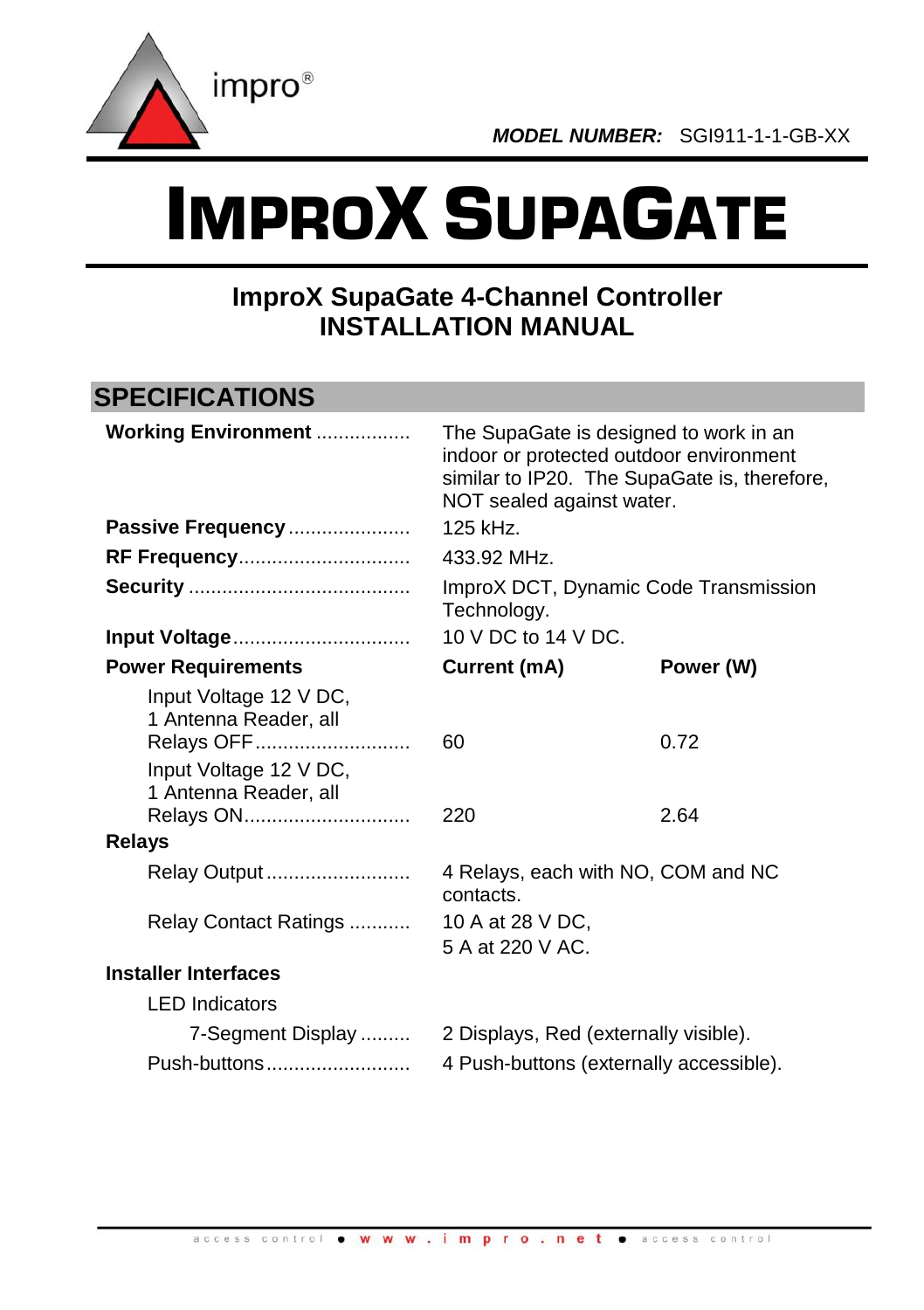impro®

***MODEL NUMBER:*** SGI911-1-1-GB-XX

# IMPROX SUPAGATE

## ImproX SupaGate 4-Channel Controller
## INSTALLATION MANUAL

## SPECIFICATIONS

| | | |
|---|---|---|
| **Working Environment** | The SupaGate is designed to work in an indoor or protected outdoor environment similar to IP20. The SupaGate is, therefore, NOT sealed against water. | |
| **Passive Frequency** | 125 kHz. | |
| **RF Frequency** | 433.92 MHz. | |
| **Security** | ImproX DCT, Dynamic Code Transmission Technology. | |
| **Input Voltage** | 10 V DC to 14 V DC. | |
| **Power Requirements** | **Current (mA)** | **Power (W)** |
| Input Voltage 12 V DC, 1 Antenna Reader, all Relays OFF | 60 | 0.72 |
| Input Voltage 12 V DC, 1 Antenna Reader, all Relays ON | 220 | 2.64 |
| **Relays** | | |
| Relay Output | 4 Relays, each with NO, COM and NC contacts. | |
| Relay Contact Ratings | 10 A at 28 V DC,<br>5 A at 220 V AC. | |
| **Installer Interfaces** | | |
| LED Indicators | | |
| 7-Segment Display | 2 Displays, Red (externally visible). | |
| Push-buttons | 4 Push-buttons (externally accessible). | |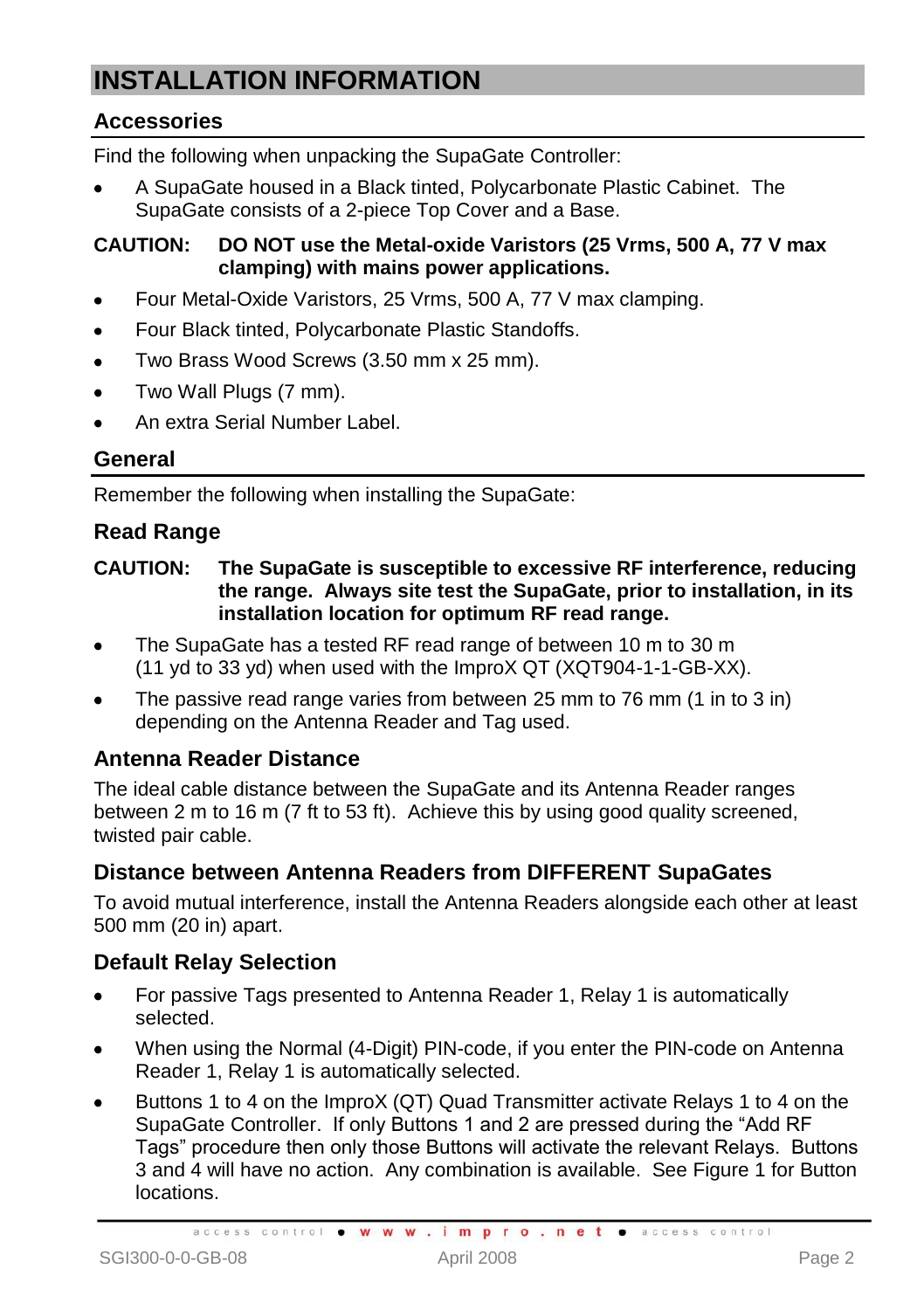# INSTALLATION INFORMATION

## Accessories

Find the following when unpacking the SupaGate Controller:

- A SupaGate housed in a Black tinted, Polycarbonate Plastic Cabinet. The SupaGate consists of a 2-piece Top Cover and a Base.

**CAUTION: DO NOT use the Metal-oxide Varistors (25 Vrms, 500 A, 77 V max clamping) with mains power applications.**

- Four Metal-Oxide Varistors, 25 Vrms, 500 A, 77 V max clamping.
- Four Black tinted, Polycarbonate Plastic Standoffs.
- Two Brass Wood Screws (3.50 mm x 25 mm).
- Two Wall Plugs (7 mm).
- An extra Serial Number Label.

## General

Remember the following when installing the SupaGate:

### Read Range

**CAUTION: The SupaGate is susceptible to excessive RF interference, reducing the range. Always site test the SupaGate, prior to installation, in its installation location for optimum RF read range.**

- The SupaGate has a tested RF read range of between 10 m to 30 m (11 yd to 33 yd) when used with the ImproX QT (XQT904-1-1-GB-XX).
- The passive read range varies from between 25 mm to 76 mm (1 in to 3 in) depending on the Antenna Reader and Tag used.

### Antenna Reader Distance

The ideal cable distance between the SupaGate and its Antenna Reader ranges between 2 m to 16 m (7 ft to 53 ft). Achieve this by using good quality screened, twisted pair cable.

### Distance between Antenna Readers from DIFFERENT SupaGates

To avoid mutual interference, install the Antenna Readers alongside each other at least 500 mm (20 in) apart.

### Default Relay Selection

- For passive Tags presented to Antenna Reader 1, Relay 1 is automatically selected.
- When using the Normal (4-Digit) PIN-code, if you enter the PIN-code on Antenna Reader 1, Relay 1 is automatically selected.
- Buttons 1 to 4 on the ImproX (QT) Quad Transmitter activate Relays 1 to 4 on the SupaGate Controller. If only Buttons 1 and 2 are pressed during the "Add RF Tags" procedure then only those Buttons will activate the relevant Relays. Buttons 3 and 4 will have no action. Any combination is available. See Figure 1 for Button locations.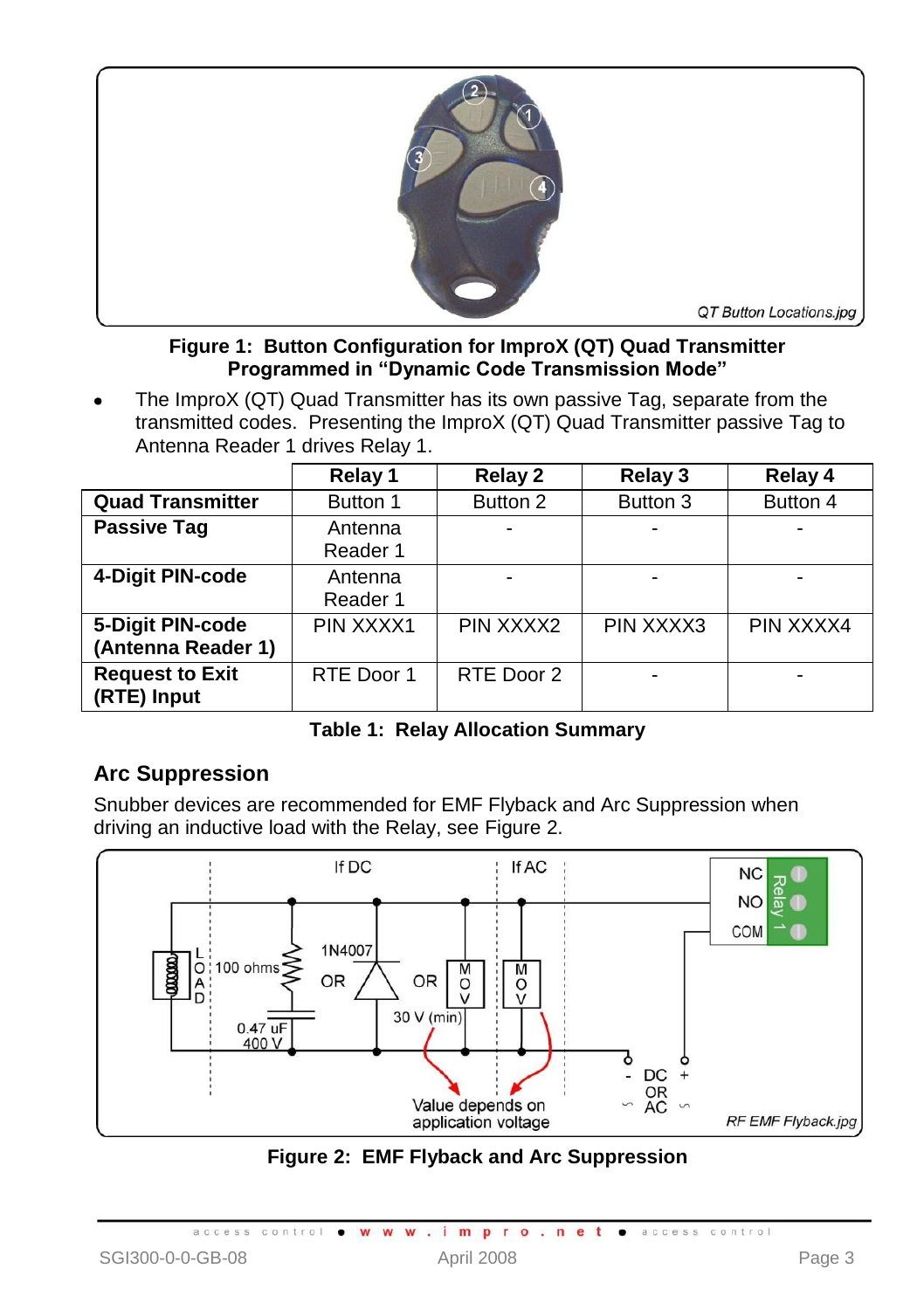**Figure 1: Button Configuration for ImproX (QT) Quad Transmitter Programmed in "Dynamic Code Transmission Mode"**

- The ImproX (QT) Quad Transmitter has its own passive Tag, separate from the transmitted codes. Presenting the ImproX (QT) Quad Transmitter passive Tag to Antenna Reader 1 drives Relay 1.

| | Relay 1 | Relay 2 | Relay 3 | Relay 4 |
|---|---|---|---|---|
| **Quad Transmitter** | Button 1 | Button 2 | Button 3 | Button 4 |
| **Passive Tag** | Antenna Reader 1 | - | - | - |
| **4-Digit PIN-code** | Antenna Reader 1 | - | - | - |
| **5-Digit PIN-code (Antenna Reader 1)** | PIN XXXX1 | PIN XXXX2 | PIN XXXX3 | PIN XXXX4 |
| **Request to Exit (RTE) Input** | RTE Door 1 | RTE Door 2 | - | - |

**Table 1: Relay Allocation Summary**

## Arc Suppression

Snubber devices are recommended for EMF Flyback and Arc Suppression when driving an inductive load with the Relay, see Figure 2.

**Figure 2: EMF Flyback and Arc Suppression**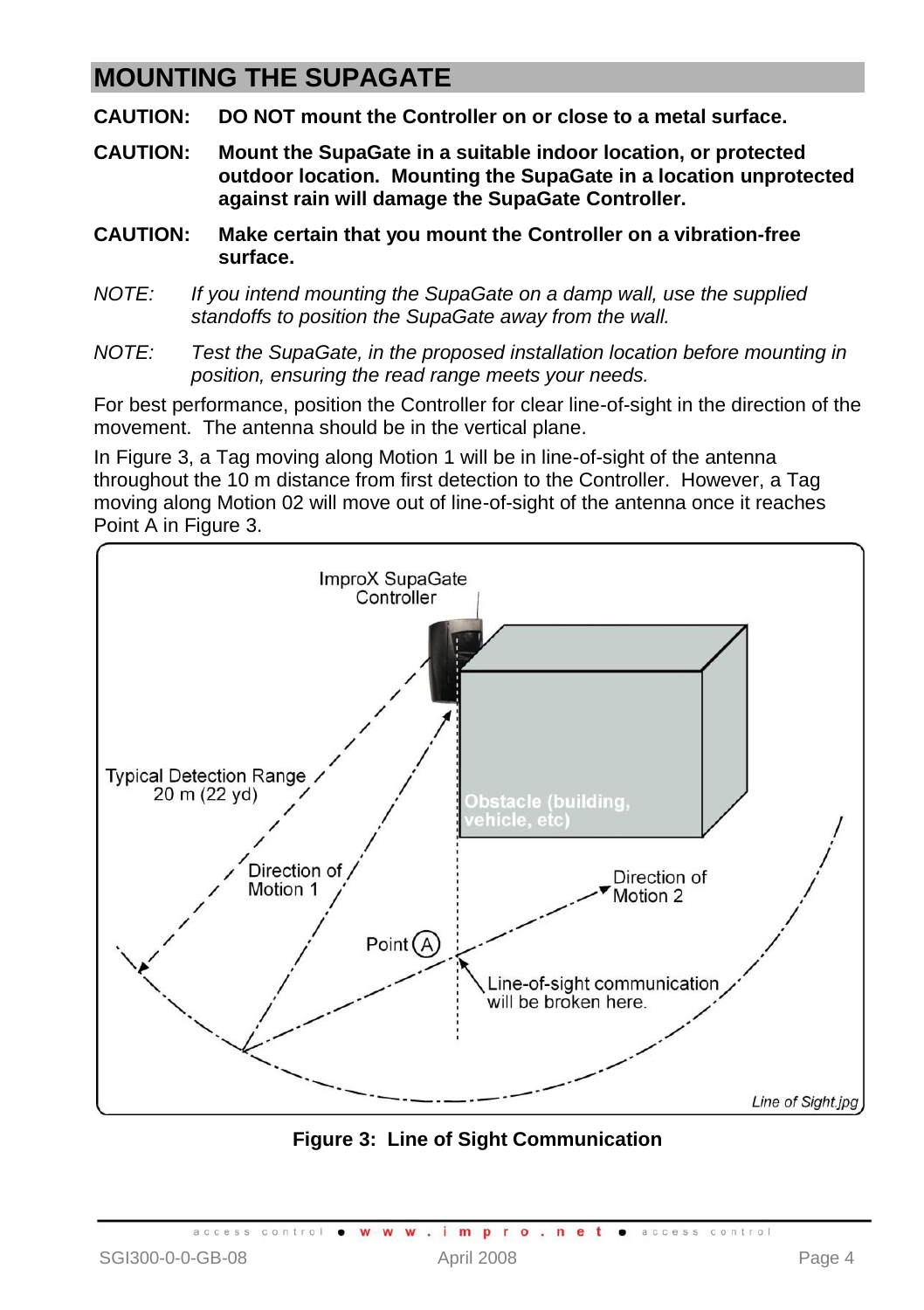## MOUNTING THE SUPAGATE

**CAUTION: DO NOT mount the Controller on or close to a metal surface.**

**CAUTION: Mount the SupaGate in a suitable indoor location, or protected outdoor location. Mounting the SupaGate in a location unprotected against rain will damage the SupaGate Controller.**

**CAUTION: Make certain that you mount the Controller on a vibration-free surface.**

*NOTE: If you intend mounting the SupaGate on a damp wall, use the supplied standoffs to position the SupaGate away from the wall.*

*NOTE: Test the SupaGate, in the proposed installation location before mounting in position, ensuring the read range meets your needs.*

For best performance, position the Controller for clear line-of-sight in the direction of the movement. The antenna should be in the vertical plane.

In Figure 3, a Tag moving along Motion 1 will be in line-of-sight of the antenna throughout the 10 m distance from first detection to the Controller. However, a Tag moving along Motion 02 will move out of line-of-sight of the antenna once it reaches Point A in Figure 3.

**Figure 3: Line of Sight Communication**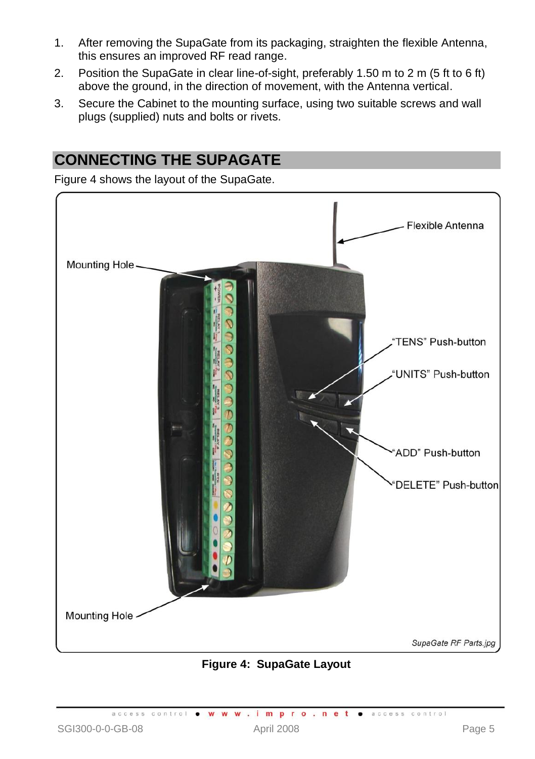1. After removing the SupaGate from its packaging, straighten the flexible Antenna, this ensures an improved RF read range.
2. Position the SupaGate in clear line-of-sight, preferably 1.50 m to 2 m (5 ft to 6 ft) above the ground, in the direction of movement, with the Antenna vertical.
3. Secure the Cabinet to the mounting surface, using two suitable screws and wall plugs (supplied) nuts and bolts or rivets.

## CONNECTING THE SUPAGATE

Figure 4 shows the layout of the SupaGate.

Flexible Antenna

Mounting Hole

"TENS" Push-button

"UNITS" Push-button

"ADD" Push-button

"DELETE" Push-button

Mounting Hole

*SupaGate RF Parts.jpg*

**Figure 4: SupaGate Layout**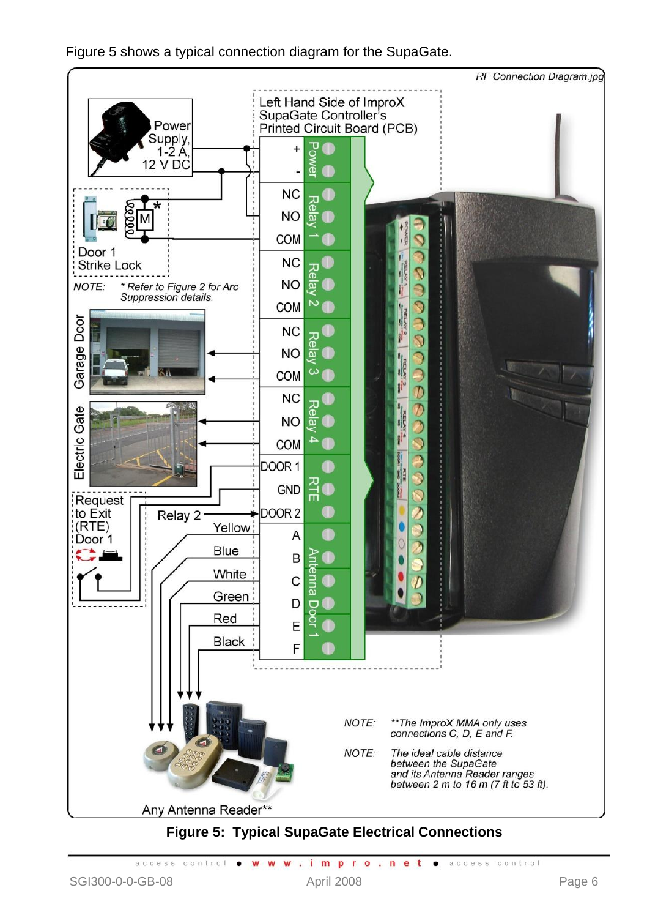Figure 5 shows a typical connection diagram for the SupaGate.

RF Connection Diagram.jpg

Left Hand Side of ImproX SupaGate Controller's Printed Circuit Board (PCB)

Power Supply, 1-2 A, 12 V DC

Door 1 Strike Lock

NOTE: * Refer to Figure 2 for Arc Suppression details.

Garage Door

Electric Gate

Request to Exit (RTE) Door 1

Relay 2

Yellow, Blue, White, Green, Red, Black

Power: +, -

Relay 1: NC, NO, COM

Relay 2: NC, NO, COM

Relay 3: NC, NO, COM

Relay 4: NC, NO, COM

RTE: DOOR 1, GND, DOOR 2

Antenna Door 1: A, B, C, D, E, F

Any Antenna Reader**

NOTE: **The ImproX MMA only uses connections C, D, E and F.

NOTE: The ideal cable distance between the SupaGate and its Antenna Reader ranges between 2 m to 16 m (7 ft to 53 ft).

**Figure 5: Typical SupaGate Electrical Connections**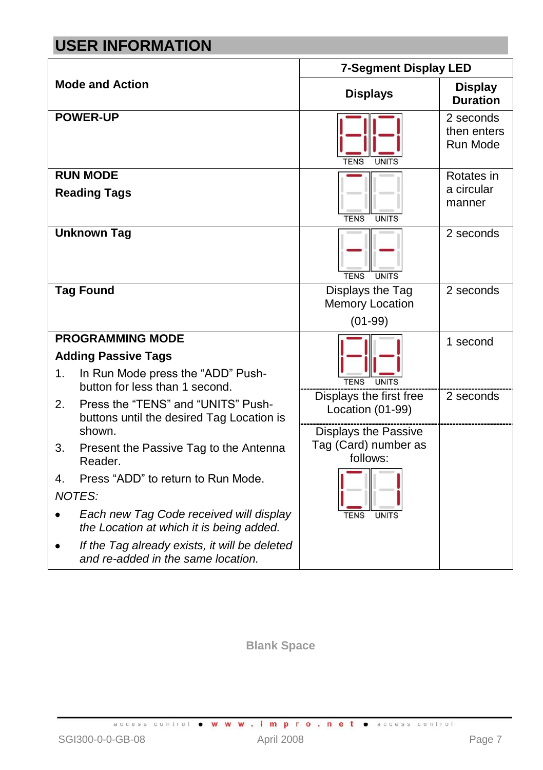# USER INFORMATION

| Mode and Action | 7-Segment Display LED | |
|---|---|---|
| | **Displays** | **Display Duration** |
| **POWER-UP** | TENS UNITS | 2 seconds then enters Run Mode |
| **RUN MODE**<br>**Reading Tags** | TENS UNITS | Rotates in a circular manner |
| **Unknown Tag** | TENS UNITS | 2 seconds |
| **Tag Found** | Displays the Tag Memory Location (01-99) | 2 seconds |
| **PROGRAMMING MODE**<br>**Adding Passive Tags**<br>1. In Run Mode press the "ADD" Push-button for less than 1 second.<br>2. Press the "TENS" and "UNITS" Push-buttons until the desired Tag Location is shown.<br>3. Present the Passive Tag to the Antenna Reader.<br>4. Press "ADD" to return to Run Mode.<br>*NOTES:*<br>• *Each new Tag Code received will display the Location at which it is being added.*<br>• *If the Tag already exists, it will be deleted and re-added in the same location.* | TENS UNITS<br>Displays the first free Location (01-99)<br>Displays the Passive Tag (Card) number as follows:<br>TENS UNITS | 1 second<br>2 seconds |

Blank Space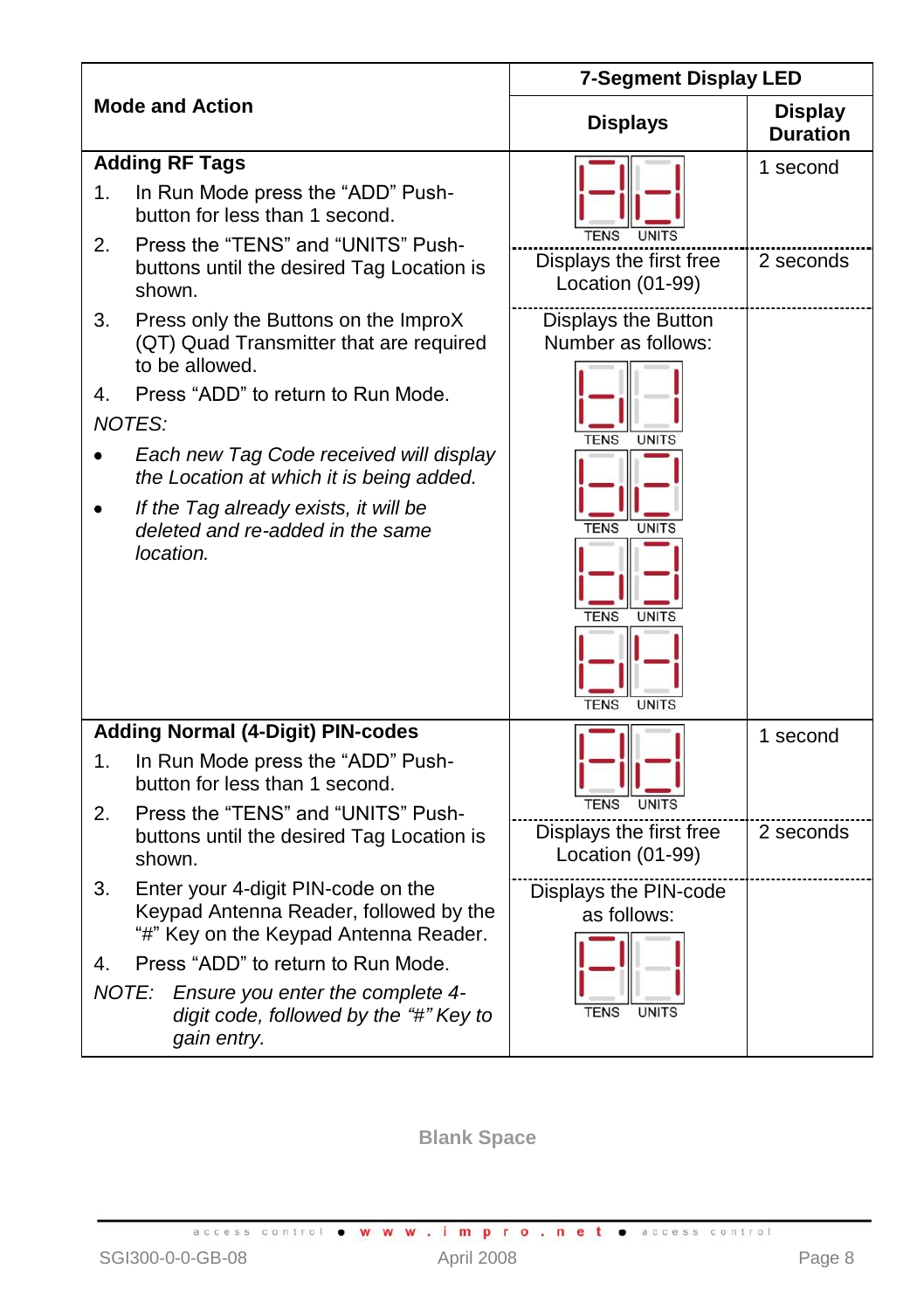<table>
<thead>
<tr>
<th rowspan="2">Mode and Action</th>
<th colspan="2">7-Segment Display LED</th>
</tr>
<tr>
<th>Displays</th>
<th>Display Duration</th>
</tr>
</thead>
<tbody>
<tr>
<td rowspan="3"><strong>Adding RF Tags</strong><br>1. In Run Mode press the “ADD” Push-button for less than 1 second.<br>2. Press the “TENS” and “UNITS” Push-buttons until the desired Tag Location is shown.<br>3. Press only the Buttons on the ImproX (QT) Quad Transmitter that are required to be allowed.<br>4. Press “ADD” to return to Run Mode.<br><em>NOTES:</em><br>• <em>Each new Tag Code received will display the Location at which it is being added.</em><br>• <em>If the Tag already exists, it will be deleted and re-added in the same location.</em></td>
<td>TENS UNITS</td>
<td>1 second</td>
</tr>
<tr>
<td>Displays the first free Location (01-99)</td>
<td>2 seconds</td>
</tr>
<tr>
<td>Displays the Button Number as follows:<br>TENS UNITS<br>TENS UNITS<br>TENS UNITS<br>TENS UNITS</td>
<td></td>
</tr>
<tr>
<td rowspan="3"><strong>Adding Normal (4-Digit) PIN-codes</strong><br>1. In Run Mode press the “ADD” Push-button for less than 1 second.<br>2. Press the “TENS” and “UNITS” Push-buttons until the desired Tag Location is shown.<br>3. Enter your 4-digit PIN-code on the Keypad Antenna Reader, followed by the “#” Key on the Keypad Antenna Reader.<br>4. Press “ADD” to return to Run Mode.<br><em>NOTE: Ensure you enter the complete 4-digit code, followed by the “#” Key to gain entry.</em></td>
<td>TENS UNITS</td>
<td>1 second</td>
</tr>
<tr>
<td>Displays the first free Location (01-99)</td>
<td>2 seconds</td>
</tr>
<tr>
<td>Displays the PIN-code as follows:<br>TENS UNITS</td>
<td></td>
</tr>
</tbody>
</table>

**Blank Space**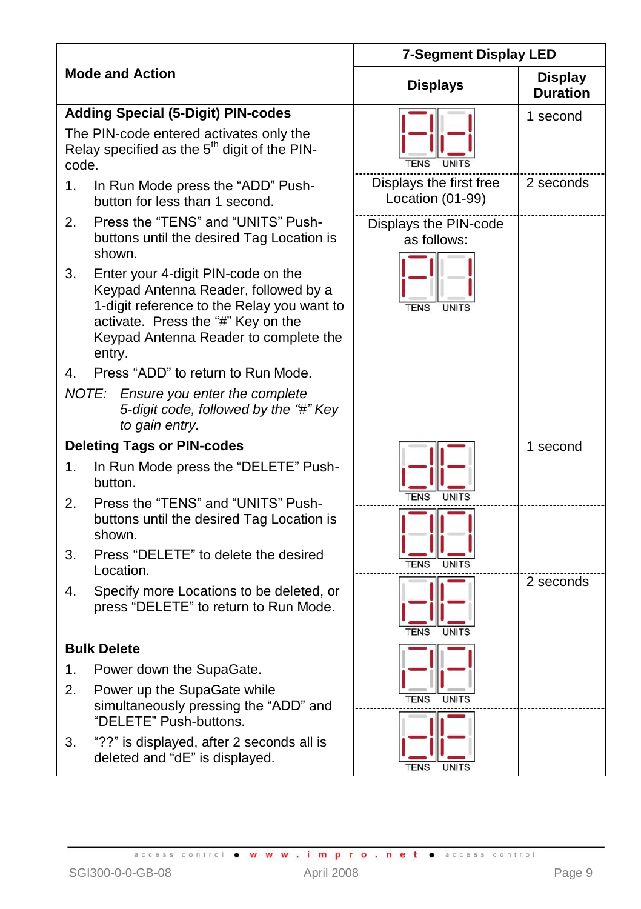| Mode and Action | 7-Segment Display LED | |
|---|---|---|
| | **Displays** | **Display Duration** |
| **Adding Special (5-Digit) PIN-codes**<br>The PIN-code entered activates only the Relay specified as the 5th digit of the PIN-code.<br>1. In Run Mode press the "ADD" Push-button for less than 1 second.<br>2. Press the "TENS" and "UNITS" Push-buttons until the desired Tag Location is shown.<br>3. Enter your 4-digit PIN-code on the Keypad Antenna Reader, followed by a 1-digit reference to the Relay you want to activate. Press the "#" Key on the Keypad Antenna Reader to complete the entry.<br>4. Press "ADD" to return to Run Mode.<br>*NOTE: Ensure you enter the complete 5-digit code, followed by the "#" Key to gain entry.* | TENS UNITS | 1 second |
| | Displays the first free Location (01-99) | 2 seconds |
| | Displays the PIN-code as follows:<br>TENS UNITS | |
| **Deleting Tags or PIN-codes**<br>1. In Run Mode press the "DELETE" Push-button.<br>2. Press the "TENS" and "UNITS" Push-buttons until the desired Tag Location is shown.<br>3. Press "DELETE" to delete the desired Location.<br>4. Specify more Locations to be deleted, or press "DELETE" to return to Run Mode. | TENS UNITS | 1 second |
| | TENS UNITS | |
| | TENS UNITS | 2 seconds |
| **Bulk Delete**<br>1. Power down the SupaGate.<br>2. Power up the SupaGate while simultaneously pressing the "ADD" and "DELETE" Push-buttons.<br>3. "??" is displayed, after 2 seconds all is deleted and "dE" is displayed. | TENS UNITS | |
| | TENS UNITS | |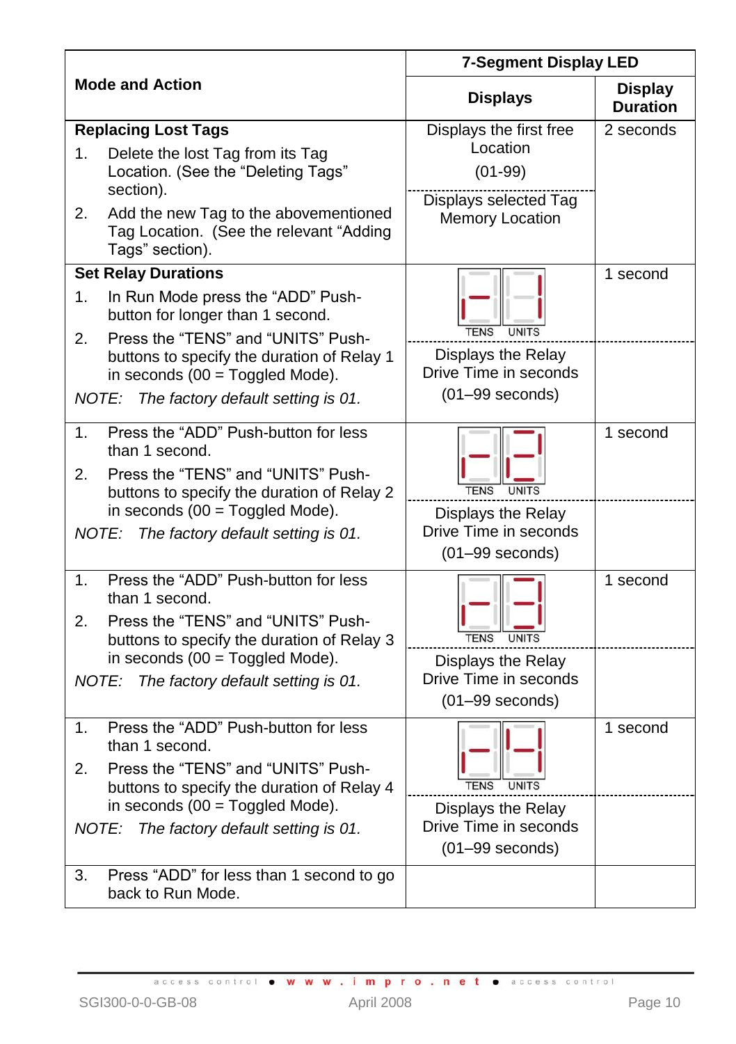| Mode and Action | 7-Segment Display LED | |
|---|---|---|
| | **Displays** | **Display Duration** |
| **Replacing Lost Tags**<br>1. Delete the lost Tag from its Tag Location. (See the "Deleting Tags" section).<br>2. Add the new Tag to the abovementioned Tag Location. (See the relevant "Adding Tags" section). | Displays the first free Location<br>(01-99) | 2 seconds |
| | Displays selected Tag Memory Location | |
| **Set Relay Durations**<br>1. In Run Mode press the "ADD" Push-button for longer than 1 second.<br>2. Press the "TENS" and "UNITS" Push-buttons to specify the duration of Relay 1 in seconds (00 = Toggled Mode).<br>*NOTE: The factory default setting is 01.* | -1<br>TENS UNITS | 1 second |
| | Displays the Relay Drive Time in seconds<br>(01–99 seconds) | |
| 1. Press the "ADD" Push-button for less than 1 second.<br>2. Press the "TENS" and "UNITS" Push-buttons to specify the duration of Relay 2 in seconds (00 = Toggled Mode).<br>*NOTE: The factory default setting is 01.* | -2<br>TENS UNITS | 1 second |
| | Displays the Relay Drive Time in seconds<br>(01–99 seconds) | |
| 1. Press the "ADD" Push-button for less than 1 second.<br>2. Press the "TENS" and "UNITS" Push-buttons to specify the duration of Relay 3 in seconds (00 = Toggled Mode).<br>*NOTE: The factory default setting is 01.* | -3<br>TENS UNITS | 1 second |
| | Displays the Relay Drive Time in seconds<br>(01–99 seconds) | |
| 1. Press the "ADD" Push-button for less than 1 second.<br>2. Press the "TENS" and "UNITS" Push-buttons to specify the duration of Relay 4 in seconds (00 = Toggled Mode).<br>*NOTE: The factory default setting is 01.* | -4<br>TENS UNITS | 1 second |
| | Displays the Relay Drive Time in seconds<br>(01–99 seconds) | |
| 3. Press "ADD" for less than 1 second to go back to Run Mode. | | |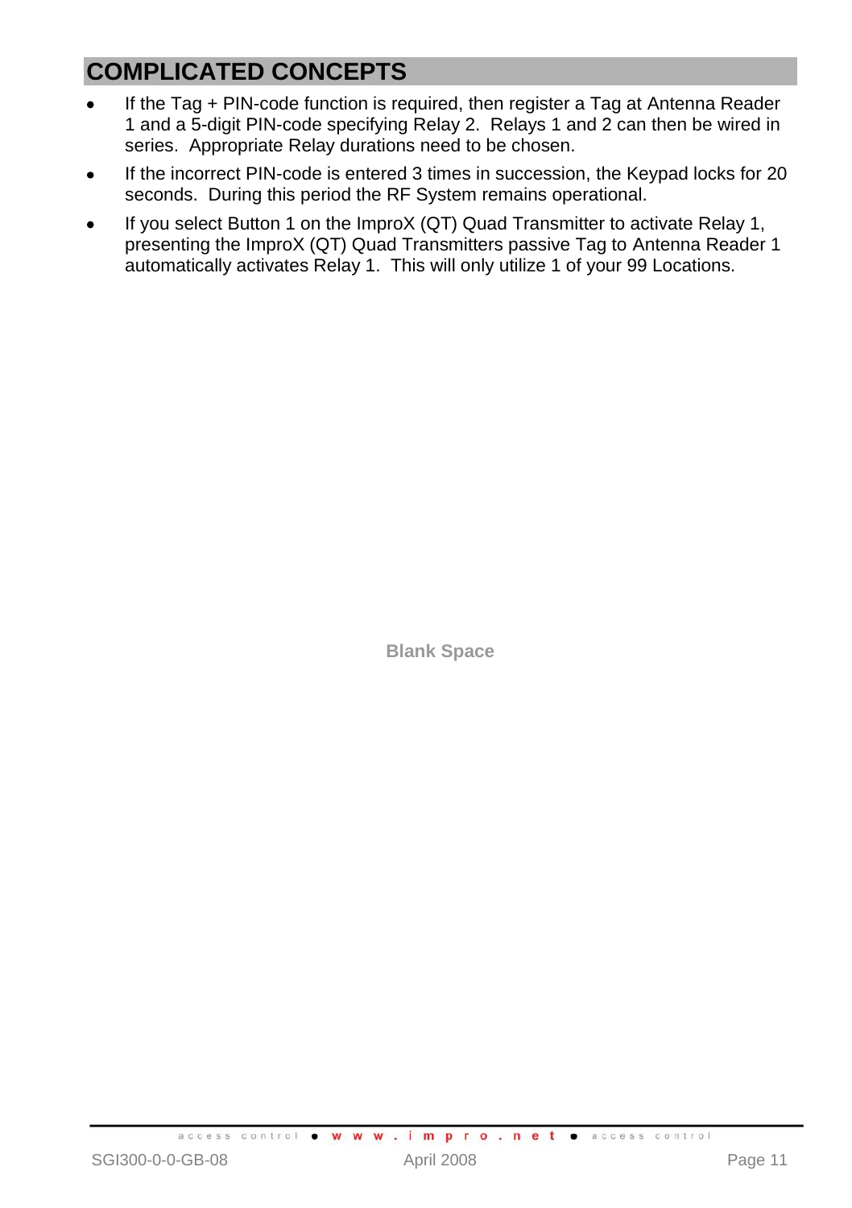## COMPLICATED CONCEPTS

- If the Tag + PIN-code function is required, then register a Tag at Antenna Reader 1 and a 5-digit PIN-code specifying Relay 2. Relays 1 and 2 can then be wired in series. Appropriate Relay durations need to be chosen.
- If the incorrect PIN-code is entered 3 times in succession, the Keypad locks for 20 seconds. During this period the RF System remains operational.
- If you select Button 1 on the ImproX (QT) Quad Transmitter to activate Relay 1, presenting the ImproX (QT) Quad Transmitters passive Tag to Antenna Reader 1 automatically activates Relay 1. This will only utilize 1 of your 99 Locations.

**Blank Space**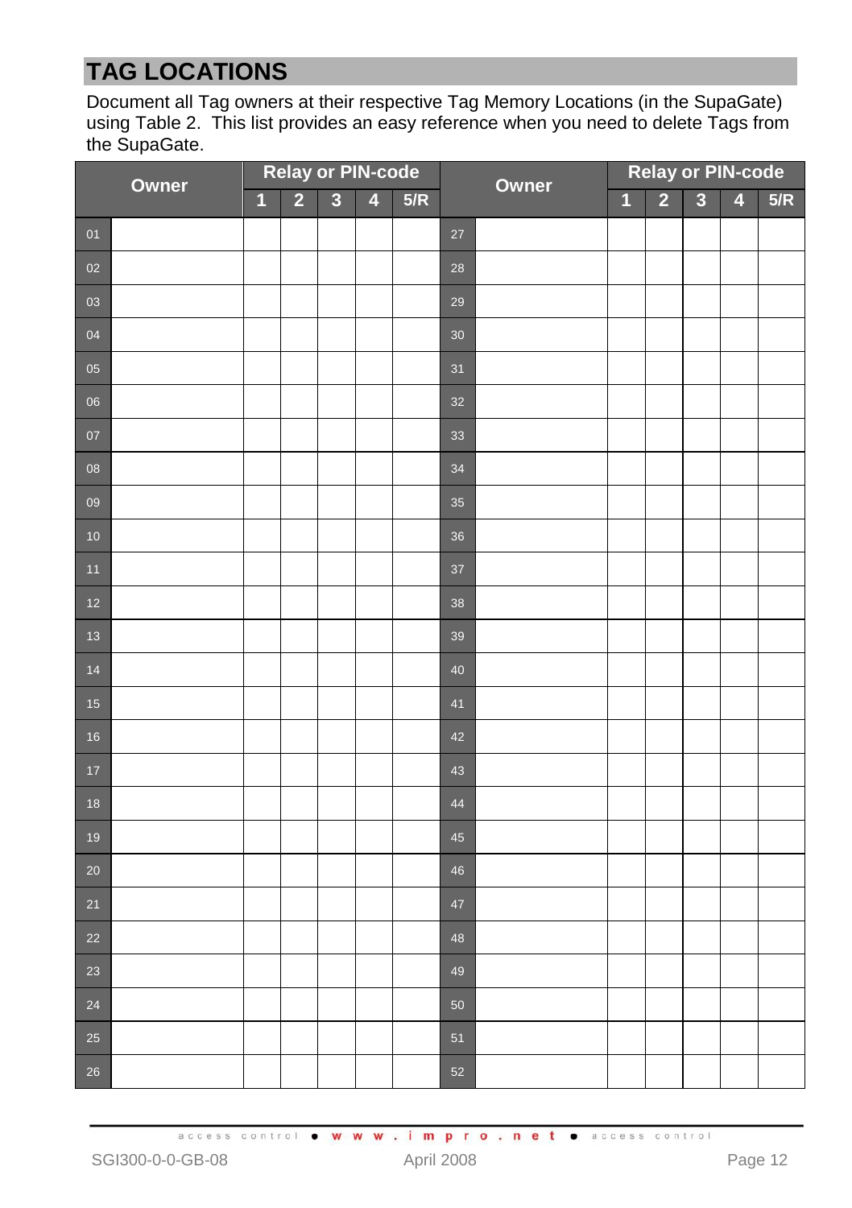# TAG LOCATIONS

Document all Tag owners at their respective Tag Memory Locations (in the SupaGate) using Table 2. This list provides an easy reference when you need to delete Tags from the SupaGate.

| Owner | | Relay or PIN-code | | | | | Owner | | Relay or PIN-code | | | | |
|---|---|---|---|---|---|---|---|---|---|---|---|---|---|
| | | 1 | 2 | 3 | 4 | 5/R | | | 1 | 2 | 3 | 4 | 5/R |
| 01 | | | | | | | 27 | | | | | | |
| 02 | | | | | | | 28 | | | | | | |
| 03 | | | | | | | 29 | | | | | | |
| 04 | | | | | | | 30 | | | | | | |
| 05 | | | | | | | 31 | | | | | | |
| 06 | | | | | | | 32 | | | | | | |
| 07 | | | | | | | 33 | | | | | | |
| 08 | | | | | | | 34 | | | | | | |
| 09 | | | | | | | 35 | | | | | | |
| 10 | | | | | | | 36 | | | | | | |
| 11 | | | | | | | 37 | | | | | | |
| 12 | | | | | | | 38 | | | | | | |
| 13 | | | | | | | 39 | | | | | | |
| 14 | | | | | | | 40 | | | | | | |
| 15 | | | | | | | 41 | | | | | | |
| 16 | | | | | | | 42 | | | | | | |
| 17 | | | | | | | 43 | | | | | | |
| 18 | | | | | | | 44 | | | | | | |
| 19 | | | | | | | 45 | | | | | | |
| 20 | | | | | | | 46 | | | | | | |
| 21 | | | | | | | 47 | | | | | | |
| 22 | | | | | | | 48 | | | | | | |
| 23 | | | | | | | 49 | | | | | | |
| 24 | | | | | | | 50 | | | | | | |
| 25 | | | | | | | 51 | | | | | | |
| 26 | | | | | | | 52 | | | | | | |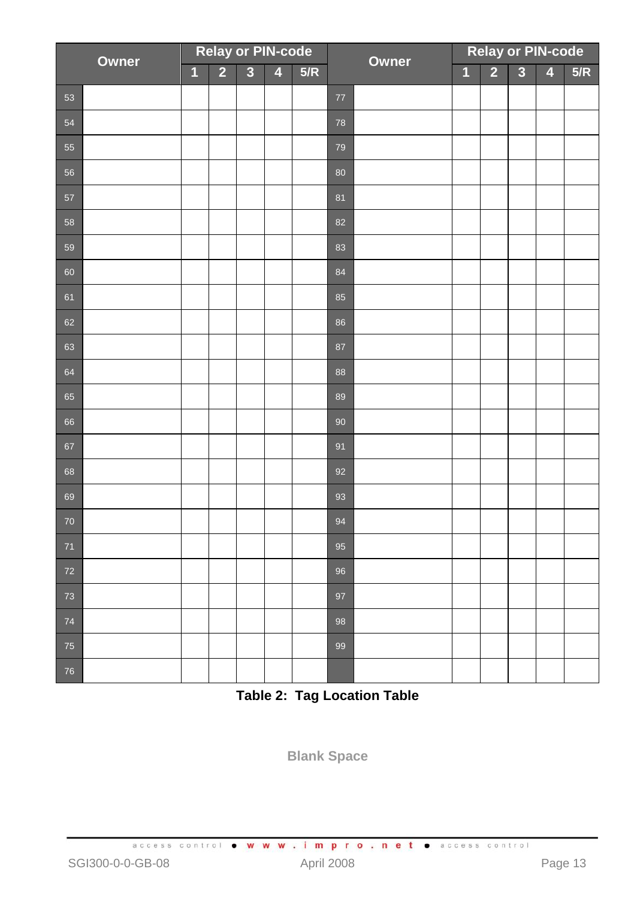| # | Owner | Relay or PIN-code | | | | | # | Owner | Relay or PIN-code | | | | |
|---|---|---|---|---|---|---|---|---|---|---|---|---|---|
| | | 1 | 2 | 3 | 4 | 5/R | | | 1 | 2 | 3 | 4 | 5/R |
| 53 | | | | | | | 77 | | | | | | |
| 54 | | | | | | | 78 | | | | | | |
| 55 | | | | | | | 79 | | | | | | |
| 56 | | | | | | | 80 | | | | | | |
| 57 | | | | | | | 81 | | | | | | |
| 58 | | | | | | | 82 | | | | | | |
| 59 | | | | | | | 83 | | | | | | |
| 60 | | | | | | | 84 | | | | | | |
| 61 | | | | | | | 85 | | | | | | |
| 62 | | | | | | | 86 | | | | | | |
| 63 | | | | | | | 87 | | | | | | |
| 64 | | | | | | | 88 | | | | | | |
| 65 | | | | | | | 89 | | | | | | |
| 66 | | | | | | | 90 | | | | | | |
| 67 | | | | | | | 91 | | | | | | |
| 68 | | | | | | | 92 | | | | | | |
| 69 | | | | | | | 93 | | | | | | |
| 70 | | | | | | | 94 | | | | | | |
| 71 | | | | | | | 95 | | | | | | |
| 72 | | | | | | | 96 | | | | | | |
| 73 | | | | | | | 97 | | | | | | |
| 74 | | | | | | | 98 | | | | | | |
| 75 | | | | | | | 99 | | | | | | |
| 76 | | | | | | | | | | | | | |

**Table 2: Tag Location Table**

**Blank Space**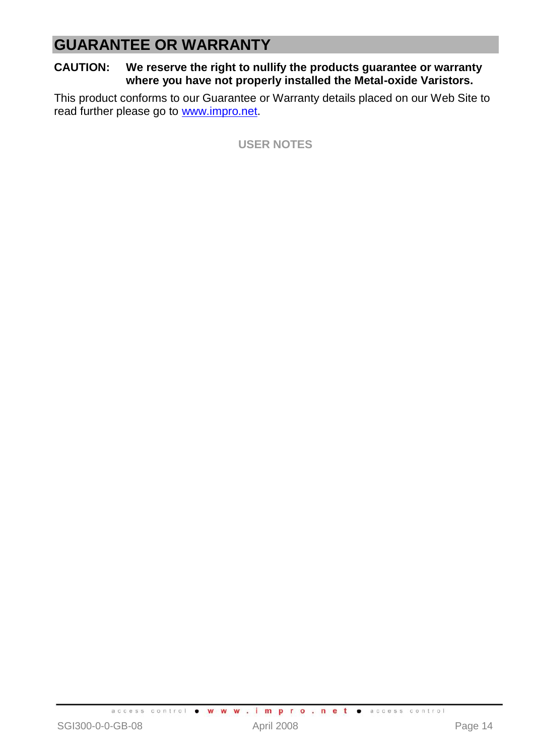# GUARANTEE OR WARRANTY

**CAUTION: We reserve the right to nullify the products guarantee or warranty where you have not properly installed the Metal-oxide Varistors.**

This product conforms to our Guarantee or Warranty details placed on our Web Site to read further please go to [www.impro.net](http://www.impro.net).

**USER NOTES**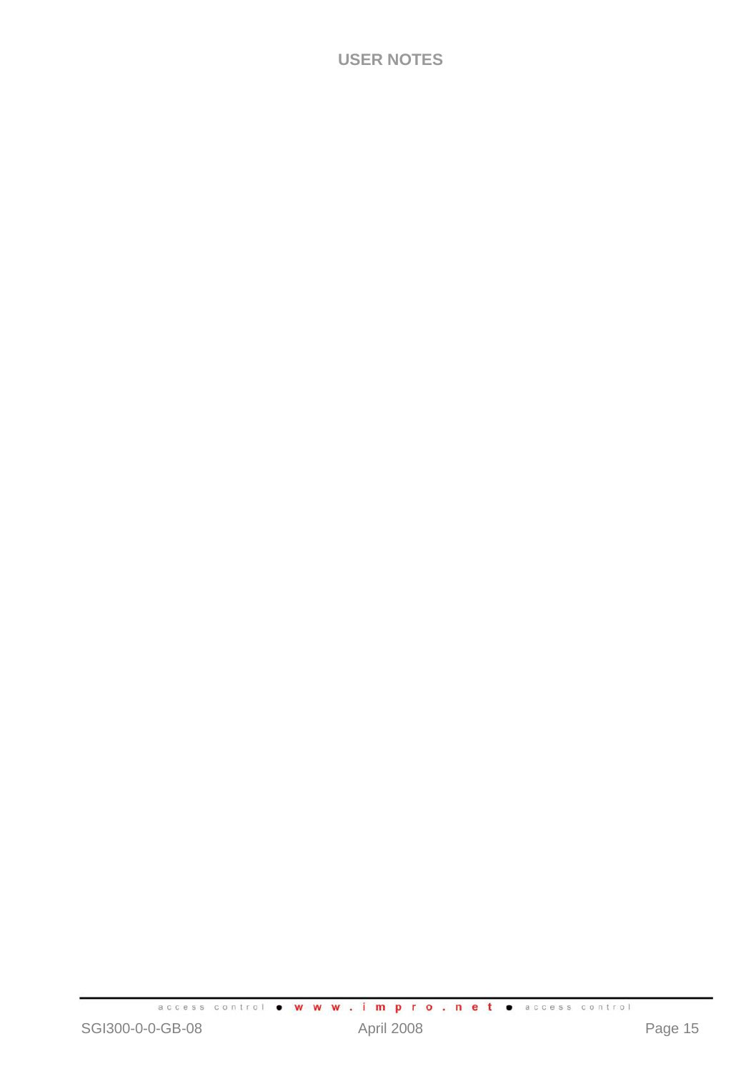# USER NOTES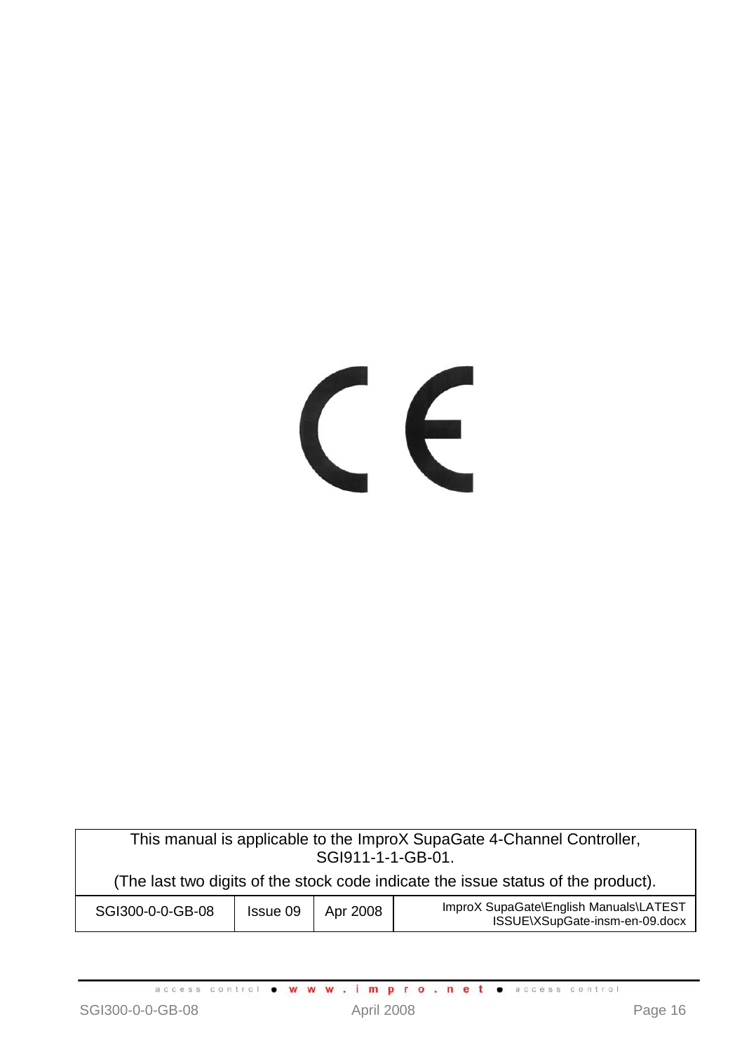CE

| | | | |
|---|---|---|---|
| This manual is applicable to the ImproX SupaGate 4-Channel Controller, SGI911-1-1-GB-01. (The last two digits of the stock code indicate the issue status of the product). | | | |
| SGI300-0-0-GB-08 | Issue 09 | Apr 2008 | ImproX SupaGate\English Manuals\LATEST ISSUE\XSupGate-insm-en-09.docx |